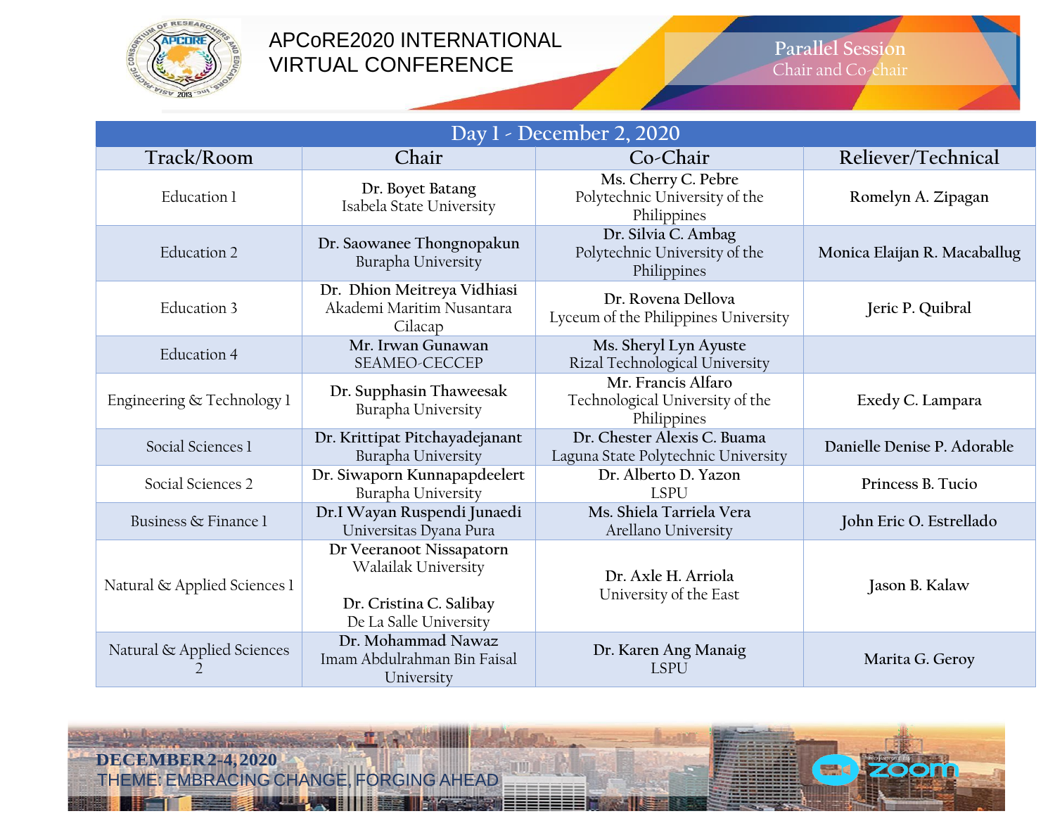# APCoRE2020 INTERNATIONAL VIRTUAL CONFERENCE

## Parallel Session Chair and Co-chair

| Day 1 - December 2, 2020 | | | |
|---|---|---|---|
| **Track/Room** | **Chair** | **Co-Chair** | **Reliever/Technical** |
| Education 1 | **Dr. Boyet Batang** Isabela State University | **Ms. Cherry C. Pebre** Polytechnic University of the Philippines | **Romelyn A. Zipagan** |
| Education 2 | **Dr. Saowanee Thongnopakun** Burapha University | **Dr. Silvia C. Ambag** Polytechnic University of the Philippines | **Monica Elaijan R. Macaballug** |
| Education 3 | **Dr. Dhion Meitreya Vidhiasi** Akademi Maritim Nusantara Cilacap | **Dr. Rovena Dellova** Lyceum of the Philippines University | **Jeric P. Quibral** |
| Education 4 | **Mr. Irwan Gunawan** SEAMEO-CECCEP | **Ms. Sheryl Lyn Ayuste** Rizal Technological University | |
| Engineering & Technology 1 | **Dr. Supphasin Thaweesak** Burapha University | **Mr. Francis Alfaro** Technological University of the Philippines | **Exedy C. Lampara** |
| Social Sciences 1 | **Dr. Krittipat Pitchayadejanant** Burapha University | **Dr. Chester Alexis C. Buama** Laguna State Polytechnic University | **Danielle Denise P. Adorable** |
| Social Sciences 2 | **Dr. Siwaporn Kunnapapdeelert** Burapha University | **Dr. Alberto D. Yazon** LSPU | **Princess B. Tucio** |
| Business & Finance 1 | **Dr.I Wayan Ruspendi Junaedi** Universitas Dyana Pura | **Ms. Shiela Tarriela Vera** Arellano University | **John Eric O. Estrellado** |
| Natural & Applied Sciences 1 | **Dr Veeranoot Nissapatorn** Walailak University<br><br>**Dr. Cristina C. Salibay** De La Salle University | **Dr. Axle H. Arriola** University of the East | **Jason B. Kalaw** |
| Natural & Applied Sciences 2 | **Dr. Mohammad Nawaz** Imam Abdulrahman Bin Faisal University | **Dr. Karen Ang Manaig** LSPU | **Marita G. Geroy** |

**DECEMBER 2-4, 2020**
THEME: EMBRACING CHANGE, FORGING AHEAD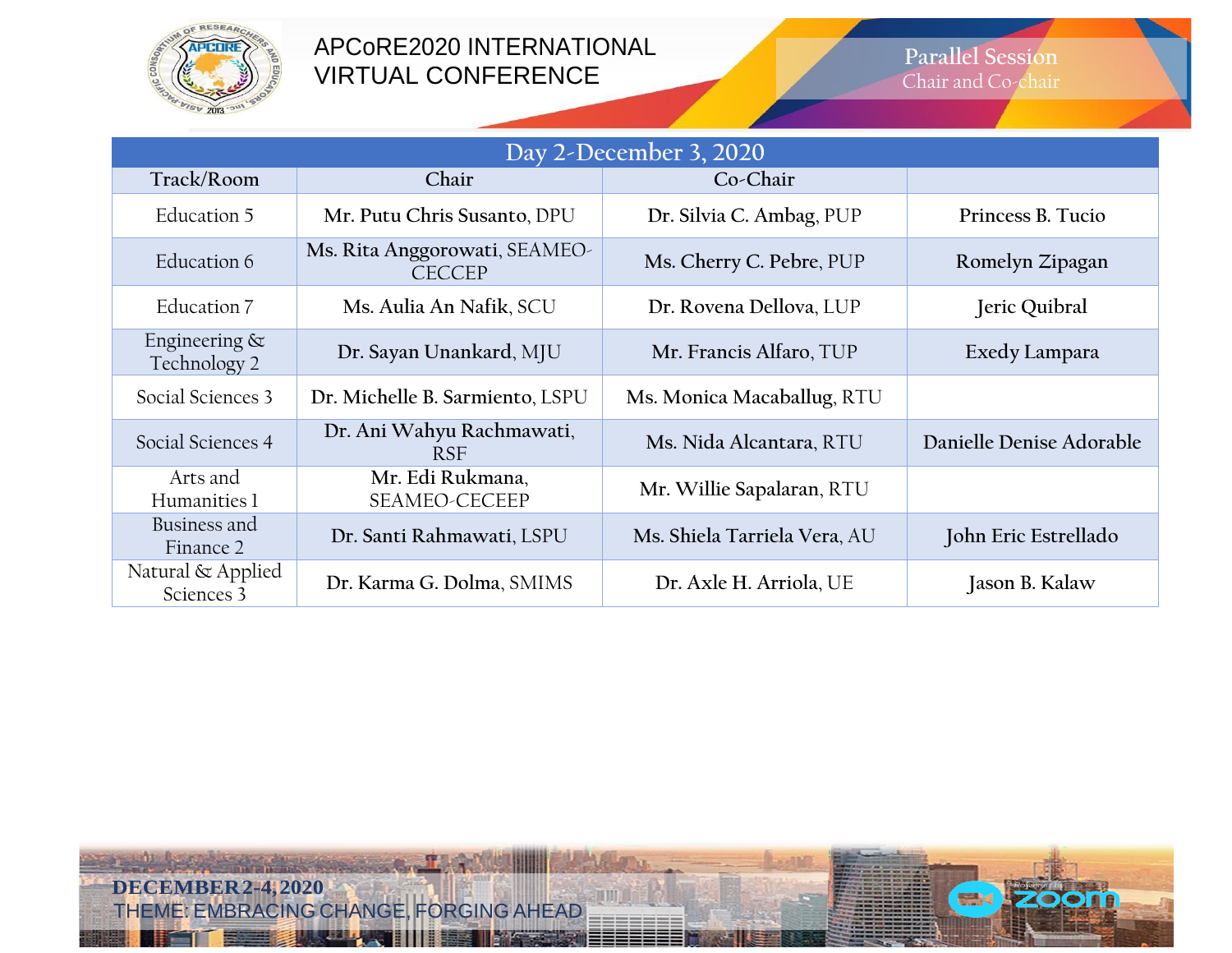APCoRE2020 INTERNATIONAL VIRTUAL CONFERENCE

Parallel Session
Chair and Co-chair

| Day 2-December 3, 2020 | | | |
|---|---|---|---|
| Track/Room | Chair | Co-Chair | |
| Education 5 | **Mr. Putu Chris Susanto**, DPU | **Dr. Silvia C. Ambag**, PUP | **Princess B. Tucio** |
| Education 6 | **Ms. Rita Anggorowati**, SEAMEO-CECCEP | **Ms. Cherry C. Pebre**, PUP | **Romelyn Zipagan** |
| Education 7 | **Ms. Aulia An Nafik**, SCU | **Dr. Rovena Dellova**, LUP | **Jeric Quibral** |
| Engineering & Technology 2 | **Dr. Sayan Unankard**, MJU | **Mr. Francis Alfaro**, TUP | **Exedy Lampara** |
| Social Sciences 3 | **Dr. Michelle B. Sarmiento**, LSPU | **Ms. Monica Macaballug**, RTU | |
| Social Sciences 4 | **Dr. Ani Wahyu Rachmawati**, RSF | **Ms. Nida Alcantara**, RTU | **Danielle Denise Adorable** |
| Arts and Humanities 1 | **Mr. Edi Rukmana**, SEAMEO-CECEEP | **Mr. Willie Sapalaran**, RTU | |
| Business and Finance 2 | **Dr. Santi Rahmawati**, LSPU | **Ms. Shiela Tarriela Vera**, AU | **John Eric Estrellado** |
| Natural & Applied Sciences 3 | **Dr. Karma G. Dolma**, SMIMS | **Dr. Axle H. Arriola**, UE | **Jason B. Kalaw** |

**DECEMBER 2-4, 2020**
THEME: EMBRACING CHANGE, FORGING AHEAD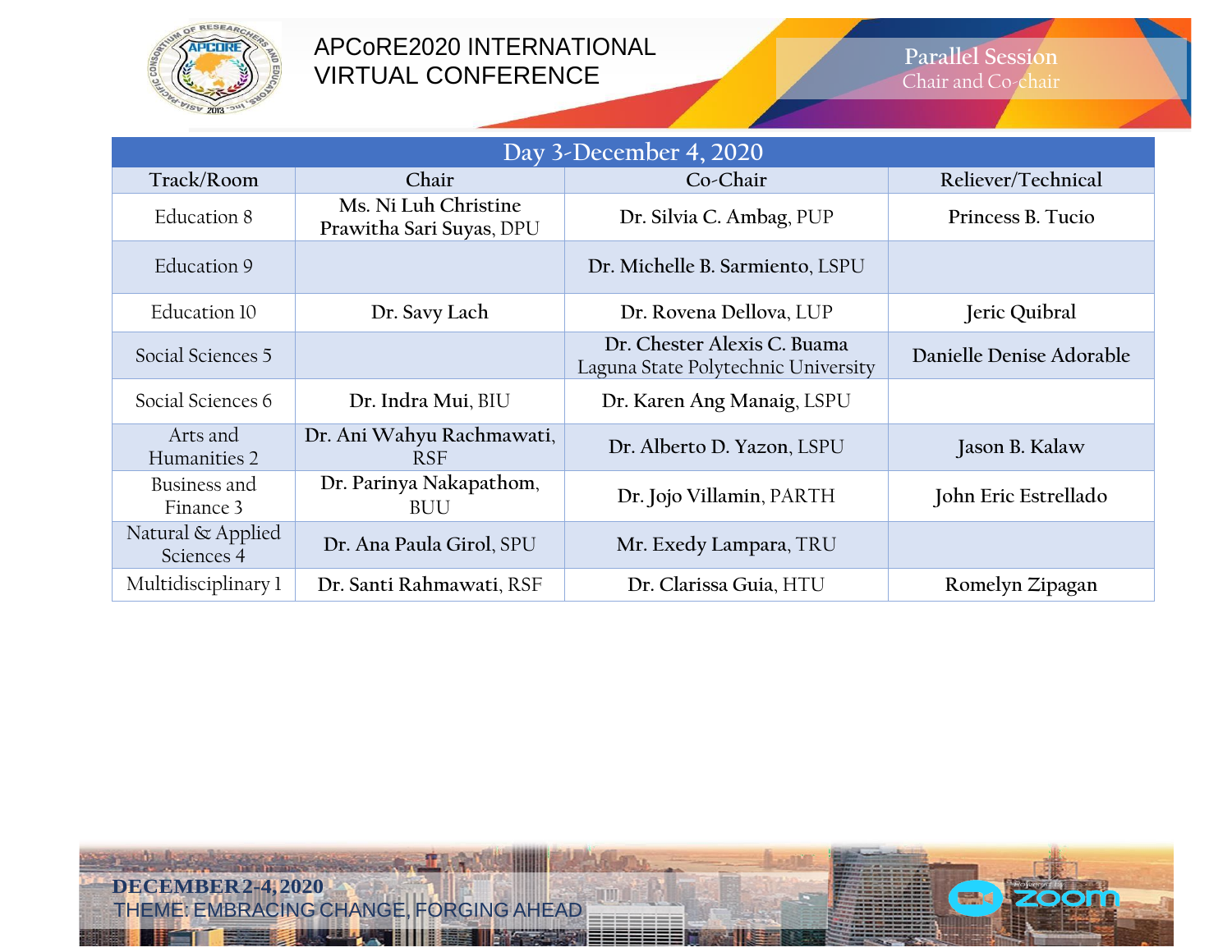APCoRE2020 INTERNATIONAL VIRTUAL CONFERENCE

Parallel Session
Chair and Co-chair

| Day 3-December 4, 2020 | | | |
|---|---|---|---|
| **Track/Room** | **Chair** | **Co-Chair** | **Reliever/Technical** |
| Education 8 | **Ms. Ni Luh Christine Prawitha Sari Suyas**, DPU | **Dr. Silvia C. Ambag**, PUP | **Princess B. Tucio** |
| Education 9 | | **Dr. Michelle B. Sarmiento**, LSPU | |
| Education 10 | **Dr. Savy Lach** | **Dr. Rovena Dellova**, LUP | **Jeric Quibral** |
| Social Sciences 5 | | **Dr. Chester Alexis C. Buama** Laguna State Polytechnic University | **Danielle Denise Adorable** |
| Social Sciences 6 | **Dr. Indra Mui**, BIU | **Dr. Karen Ang Manaig**, LSPU | |
| Arts and Humanities 2 | **Dr. Ani Wahyu Rachmawati**, RSF | **Dr. Alberto D. Yazon**, LSPU | **Jason B. Kalaw** |
| Business and Finance 3 | **Dr. Parinya Nakapathom**, BUU | **Dr. Jojo Villamin**, PARTH | **John Eric Estrellado** |
| Natural & Applied Sciences 4 | **Dr. Ana Paula Girol**, SPU | **Mr. Exedy Lampara**, TRU | |
| Multidisciplinary 1 | **Dr. Santi Rahmawati**, RSF | **Dr. Clarissa Guia**, HTU | **Romelyn Zipagan** |

**DECEMBER 2-4, 2020**
THEME: EMBRACING CHANGE, FORGING AHEAD